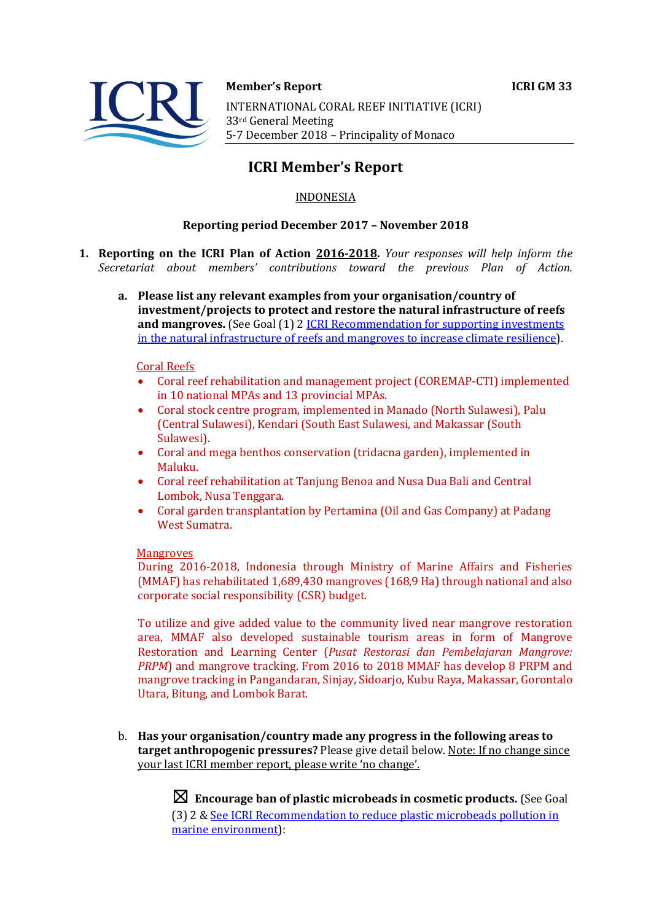**Member's Report** **ICRI GM 33**

INTERNATIONAL CORAL REEF INITIATIVE (ICRI)
33rd General Meeting
5-7 December 2018 – Principality of Monaco

# ICRI Member's Report

INDONESIA

**Reporting period December 2017 – November 2018**

1. **Reporting on the ICRI Plan of Action 2016-2018.** *Your responses will help inform the Secretariat about members' contributions toward the previous Plan of Action.*

   a. **Please list any relevant examples from your organisation/country of investment/projects to protect and restore the natural infrastructure of reefs and mangroves.** (See Goal (1) 2 ICRI Recommendation for supporting investments in the natural infrastructure of reefs and mangroves to increase climate resilience).

      Coral Reefs

      - Coral reef rehabilitation and management project (COREMAP-CTI) implemented in 10 national MPAs and 13 provincial MPAs.
      - Coral stock centre program, implemented in Manado (North Sulawesi), Palu (Central Sulawesi), Kendari (South East Sulawesi, and Makassar (South Sulawesi).
      - Coral and mega benthos conservation (tridacna garden), implemented in Maluku.
      - Coral reef rehabilitation at Tanjung Benoa and Nusa Dua Bali and Central Lombok, Nusa Tenggara.
      - Coral garden transplantation by Pertamina (Oil and Gas Company) at Padang West Sumatra.

      Mangroves

      During 2016-2018, Indonesia through Ministry of Marine Affairs and Fisheries (MMAF) has rehabilitated 1,689,430 mangroves (168,9 Ha) through national and also corporate social responsibility (CSR) budget.

      To utilize and give added value to the community lived near mangrove restoration area, MMAF also developed sustainable tourism areas in form of Mangrove Restoration and Learning Center (*Pusat Restorasi dan Pembelajaran Mangrove: PRPM*) and mangrove tracking. From 2016 to 2018 MMAF has develop 8 PRPM and mangrove tracking in Pangandaran, Sinjay, Sidoarjo, Kubu Raya, Makassar, Gorontalo Utara, Bitung, and Lombok Barat.

   b. **Has your organisation/country made any progress in the following areas to target anthropogenic pressures?** Please give detail below. Note: If no change since your last ICRI member report, please write 'no change'.

      ☒ **Encourage ban of plastic microbeads in cosmetic products.** (See Goal (3) 2 & See ICRI Recommendation to reduce plastic microbeads pollution in marine environment):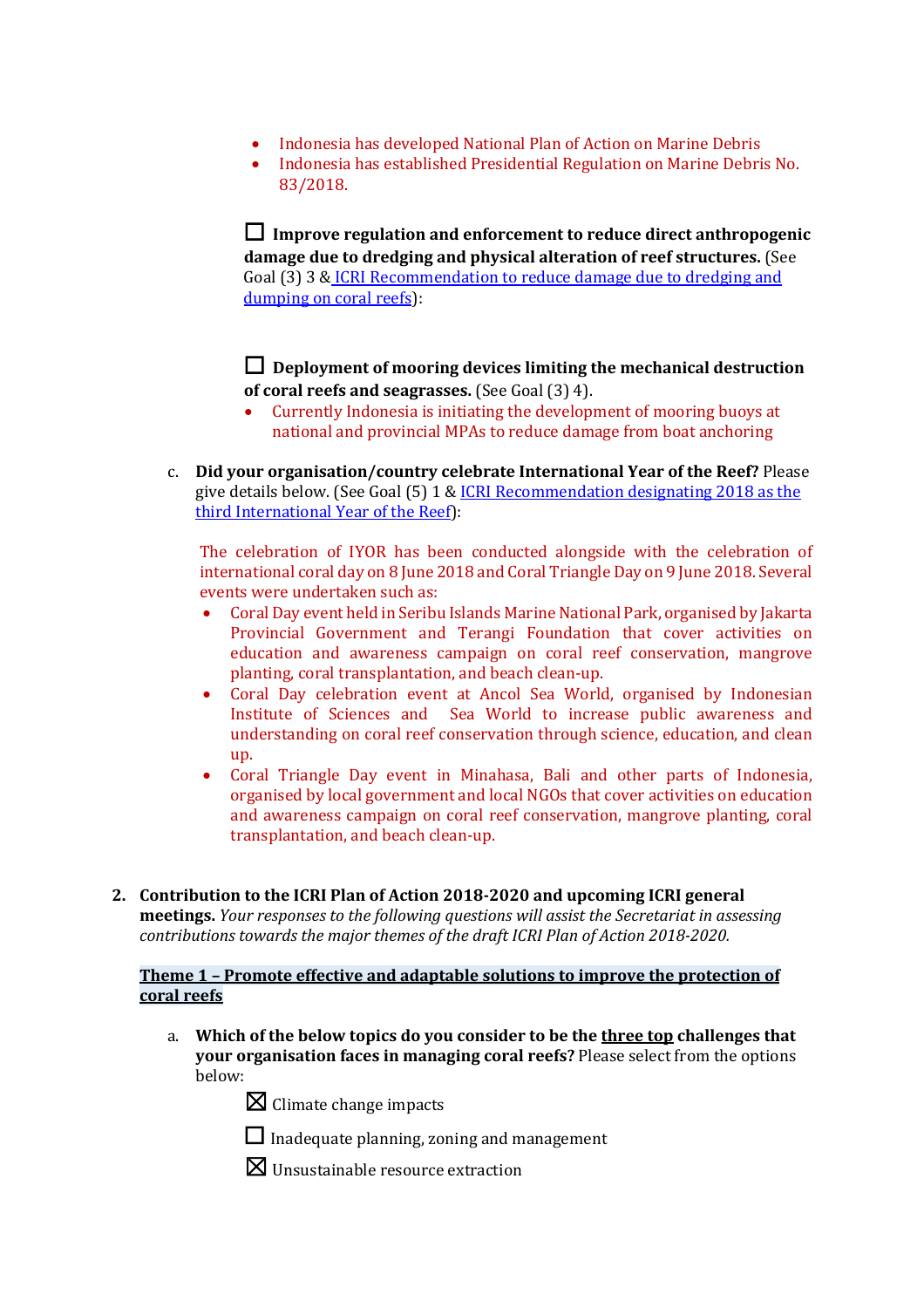- Indonesia has developed National Plan of Action on Marine Debris
- Indonesia has established Presidential Regulation on Marine Debris No. 83/2018.

☐ **Improve regulation and enforcement to reduce direct anthropogenic damage due to dredging and physical alteration of reef structures.** (See Goal (3) 3 & ICRI Recommendation to reduce damage due to dredging and dumping on coral reefs):

☐ **Deployment of mooring devices limiting the mechanical destruction of coral reefs and seagrasses.** (See Goal (3) 4).

- Currently Indonesia is initiating the development of mooring buoys at national and provincial MPAs to reduce damage from boat anchoring

c. **Did your organisation/country celebrate International Year of the Reef?** Please give details below. (See Goal (5) 1 & ICRI Recommendation designating 2018 as the third International Year of the Reef):

The celebration of IYOR has been conducted alongside with the celebration of international coral day on 8 June 2018 and Coral Triangle Day on 9 June 2018. Several events were undertaken such as:

- Coral Day event held in Seribu Islands Marine National Park, organised by Jakarta Provincial Government and Terangi Foundation that cover activities on education and awareness campaign on coral reef conservation, mangrove planting, coral transplantation, and beach clean-up.
- Coral Day celebration event at Ancol Sea World, organised by Indonesian Institute of Sciences and Sea World to increase public awareness and understanding on coral reef conservation through science, education, and clean up.
- Coral Triangle Day event in Minahasa, Bali and other parts of Indonesia, organised by local government and local NGOs that cover activities on education and awareness campaign on coral reef conservation, mangrove planting, coral transplantation, and beach clean-up.

2. **Contribution to the ICRI Plan of Action 2018-2020 and upcoming ICRI general meetings.** *Your responses to the following questions will assist the Secretariat in assessing contributions towards the major themes of the draft ICRI Plan of Action 2018-2020.*

**Theme 1 – Promote effective and adaptable solutions to improve the protection of coral reefs**

a. **Which of the below topics do you consider to be the three top challenges that your organisation faces in managing coral reefs?** Please select from the options below:

☒ Climate change impacts

☐ Inadequate planning, zoning and management

☒ Unsustainable resource extraction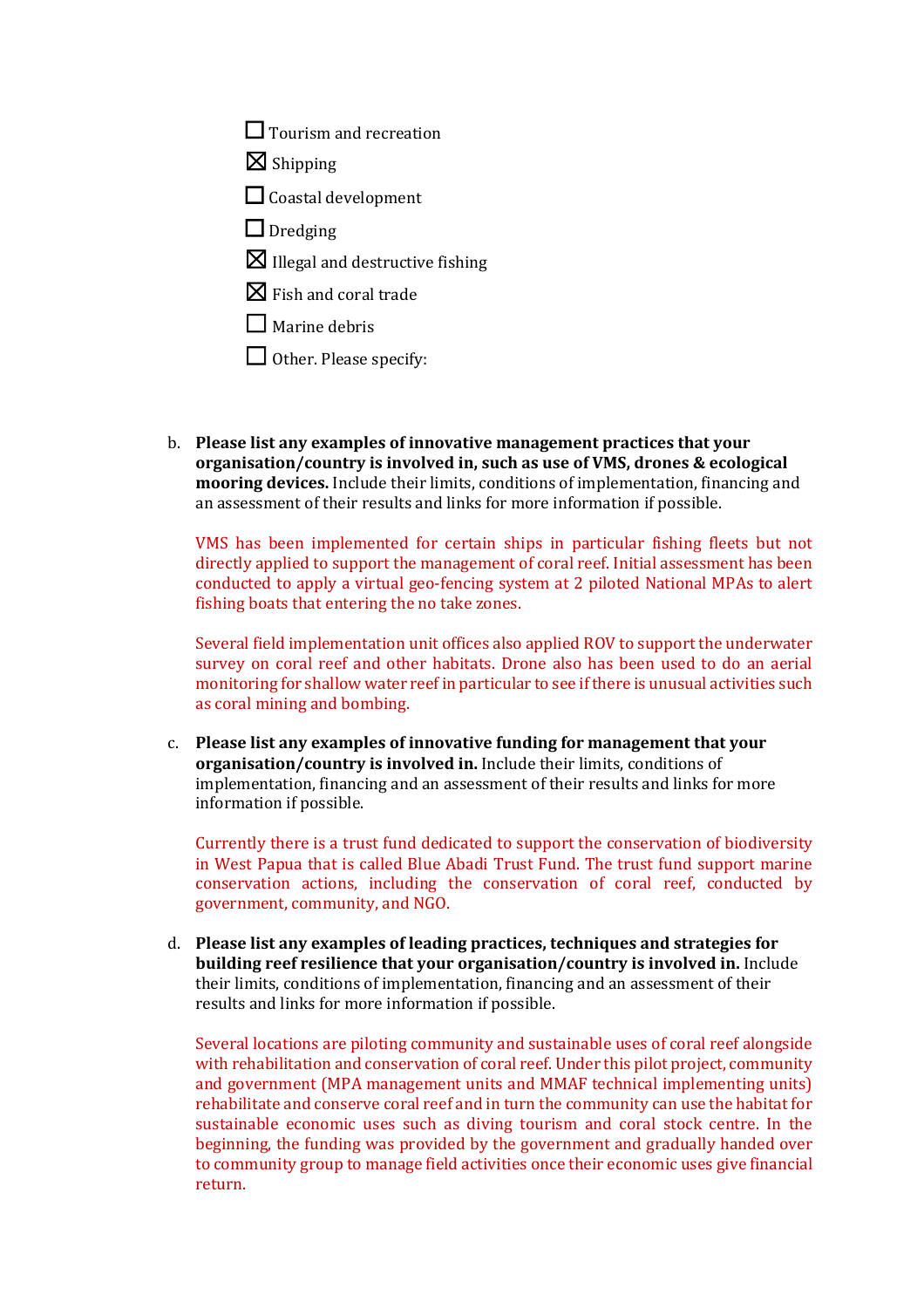- ☐ Tourism and recreation
- ☒ Shipping
- ☐ Coastal development
- ☐ Dredging
- ☒ Illegal and destructive fishing
- ☒ Fish and coral trade
- ☐ Marine debris
- ☐ Other. Please specify:

b. **Please list any examples of innovative management practices that your organisation/country is involved in, such as use of VMS, drones & ecological mooring devices.** Include their limits, conditions of implementation, financing and an assessment of their results and links for more information if possible.

VMS has been implemented for certain ships in particular fishing fleets but not directly applied to support the management of coral reef. Initial assessment has been conducted to apply a virtual geo-fencing system at 2 piloted National MPAs to alert fishing boats that entering the no take zones.

Several field implementation unit offices also applied ROV to support the underwater survey on coral reef and other habitats. Drone also has been used to do an aerial monitoring for shallow water reef in particular to see if there is unusual activities such as coral mining and bombing.

c. **Please list any examples of innovative funding for management that your organisation/country is involved in.** Include their limits, conditions of implementation, financing and an assessment of their results and links for more information if possible.

Currently there is a trust fund dedicated to support the conservation of biodiversity in West Papua that is called Blue Abadi Trust Fund. The trust fund support marine conservation actions, including the conservation of coral reef, conducted by government, community, and NGO.

d. **Please list any examples of leading practices, techniques and strategies for building reef resilience that your organisation/country is involved in.** Include their limits, conditions of implementation, financing and an assessment of their results and links for more information if possible.

Several locations are piloting community and sustainable uses of coral reef alongside with rehabilitation and conservation of coral reef. Under this pilot project, community and government (MPA management units and MMAF technical implementing units) rehabilitate and conserve coral reef and in turn the community can use the habitat for sustainable economic uses such as diving tourism and coral stock centre. In the beginning, the funding was provided by the government and gradually handed over to community group to manage field activities once their economic uses give financial return.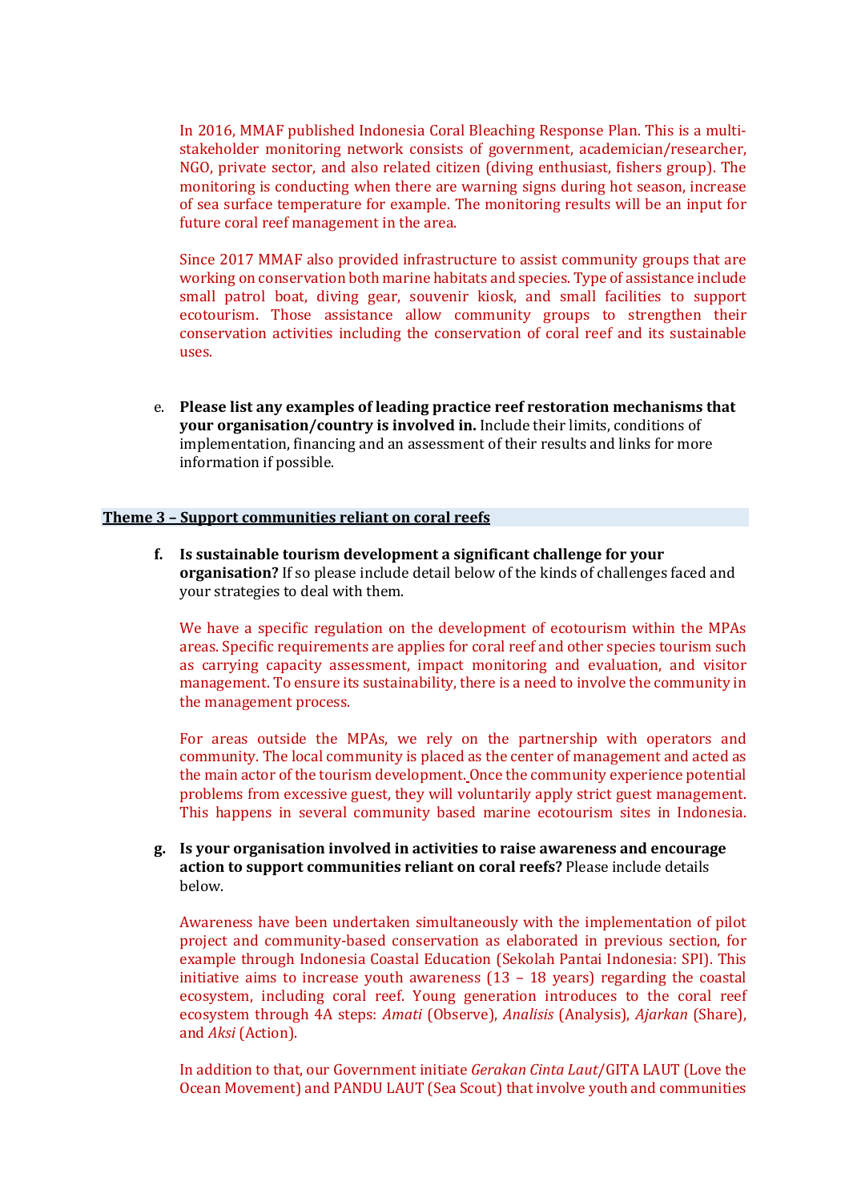In 2016, MMAF published Indonesia Coral Bleaching Response Plan. This is a multi-stakeholder monitoring network consists of government, academician/researcher, NGO, private sector, and also related citizen (diving enthusiast, fishers group). The monitoring is conducting when there are warning signs during hot season, increase of sea surface temperature for example. The monitoring results will be an input for future coral reef management in the area.

Since 2017 MMAF also provided infrastructure to assist community groups that are working on conservation both marine habitats and species. Type of assistance include small patrol boat, diving gear, souvenir kiosk, and small facilities to support ecotourism. Those assistance allow community groups to strengthen their conservation activities including the conservation of coral reef and its sustainable uses.

e. **Please list any examples of leading practice reef restoration mechanisms that your organisation/country is involved in.** Include their limits, conditions of implementation, financing and an assessment of their results and links for more information if possible.

## Theme 3 – Support communities reliant on coral reefs

f. **Is sustainable tourism development a significant challenge for your organisation?** If so please include detail below of the kinds of challenges faced and your strategies to deal with them.

We have a specific regulation on the development of ecotourism within the MPAs areas. Specific requirements are applies for coral reef and other species tourism such as carrying capacity assessment, impact monitoring and evaluation, and visitor management. To ensure its sustainability, there is a need to involve the community in the management process.

For areas outside the MPAs, we rely on the partnership with operators and community. The local community is placed as the center of management and acted as the main actor of the tourism development. Once the community experience potential problems from excessive guest, they will voluntarily apply strict guest management. This happens in several community based marine ecotourism sites in Indonesia.

g. **Is your organisation involved in activities to raise awareness and encourage action to support communities reliant on coral reefs?** Please include details below.

Awareness have been undertaken simultaneously with the implementation of pilot project and community-based conservation as elaborated in previous section, for example through Indonesia Coastal Education (Sekolah Pantai Indonesia: SPI). This initiative aims to increase youth awareness (13 – 18 years) regarding the coastal ecosystem, including coral reef. Young generation introduces to the coral reef ecosystem through 4A steps: *Amati* (Observe), *Analisis* (Analysis), *Ajarkan* (Share), and *Aksi* (Action).

In addition to that, our Government initiate *Gerakan Cinta Laut*/GITA LAUT (Love the Ocean Movement) and PANDU LAUT (Sea Scout) that involve youth and communities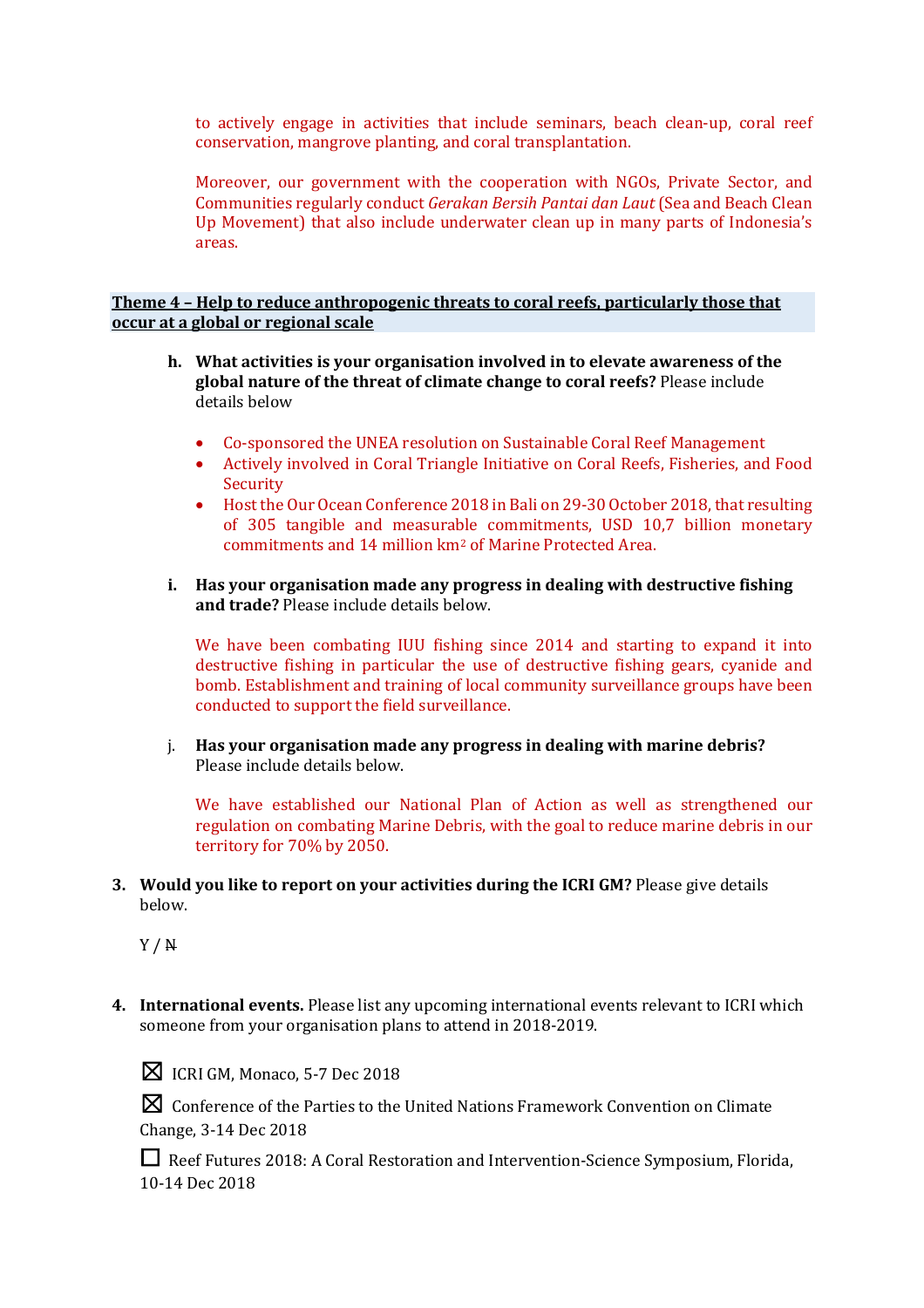to actively engage in activities that include seminars, beach clean-up, coral reef conservation, mangrove planting, and coral transplantation.

Moreover, our government with the cooperation with NGOs, Private Sector, and Communities regularly conduct *Gerakan Bersih Pantai dan Laut* (Sea and Beach Clean Up Movement) that also include underwater clean up in many parts of Indonesia's areas.

**Theme 4 – Help to reduce anthropogenic threats to coral reefs, particularly those that occur at a global or regional scale**

h. **What activities is your organisation involved in to elevate awareness of the global nature of the threat of climate change to coral reefs?** Please include details below

- Co-sponsored the UNEA resolution on Sustainable Coral Reef Management
- Actively involved in Coral Triangle Initiative on Coral Reefs, Fisheries, and Food Security
- Host the Our Ocean Conference 2018 in Bali on 29-30 October 2018, that resulting of 305 tangible and measurable commitments, USD 10,7 billion monetary commitments and 14 million km$^2$ of Marine Protected Area.

i. **Has your organisation made any progress in dealing with destructive fishing and trade?** Please include details below.

We have been combating IUU fishing since 2014 and starting to expand it into destructive fishing in particular the use of destructive fishing gears, cyanide and bomb. Establishment and training of local community surveillance groups have been conducted to support the field surveillance.

j. **Has your organisation made any progress in dealing with marine debris?** Please include details below.

We have established our National Plan of Action as well as strengthened our regulation on combating Marine Debris, with the goal to reduce marine debris in our territory for 70% by 2050.

3. **Would you like to report on your activities during the ICRI GM?** Please give details below.

Y / ~~N~~

4. **International events.** Please list any upcoming international events relevant to ICRI which someone from your organisation plans to attend in 2018-2019.

☒ ICRI GM, Monaco, 5-7 Dec 2018

☒ Conference of the Parties to the United Nations Framework Convention on Climate Change, 3-14 Dec 2018

☐ Reef Futures 2018: A Coral Restoration and Intervention-Science Symposium, Florida, 10-14 Dec 2018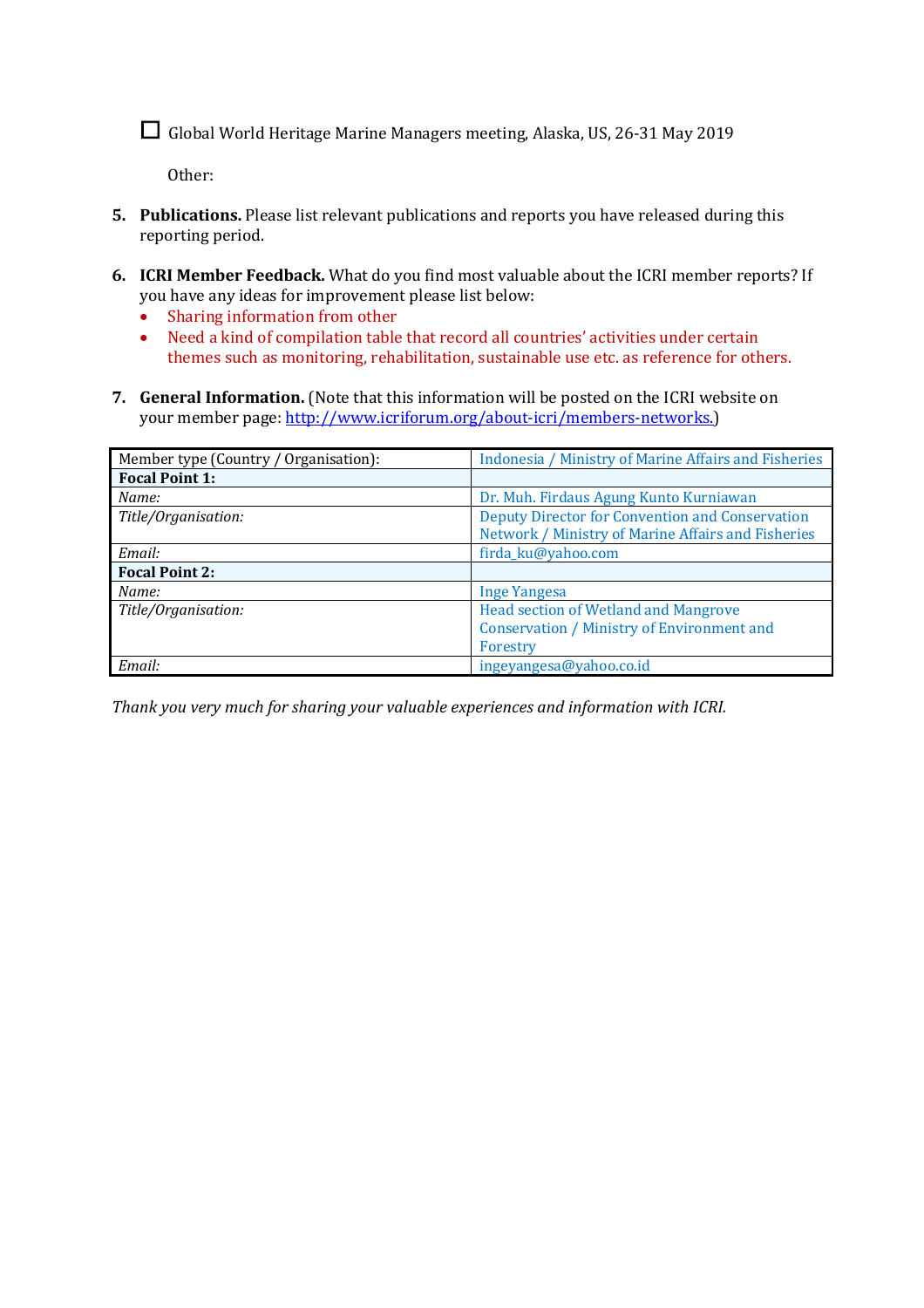☐ Global World Heritage Marine Managers meeting, Alaska, US, 26-31 May 2019

Other:

5. **Publications.** Please list relevant publications and reports you have released during this reporting period.

6. **ICRI Member Feedback.** What do you find most valuable about the ICRI member reports? If you have any ideas for improvement please list below:
   - Sharing information from other
   - Need a kind of compilation table that record all countries' activities under certain themes such as monitoring, rehabilitation, sustainable use etc. as reference for others.

7. **General Information.** (Note that this information will be posted on the ICRI website on your member page: http://www.icriforum.org/about-icri/members-networks.)

| | |
|---|---|
| Member type (Country / Organisation): | Indonesia / Ministry of Marine Affairs and Fisheries |
| **Focal Point 1:** | |
| *Name:* | Dr. Muh. Firdaus Agung Kunto Kurniawan |
| *Title/Organisation:* | Deputy Director for Convention and Conservation Network / Ministry of Marine Affairs and Fisheries |
| *Email:* | firda_ku@yahoo.com |
| **Focal Point 2:** | |
| *Name:* | Inge Yangesa |
| *Title/Organisation:* | Head section of Wetland and Mangrove Conservation / Ministry of Environment and Forestry |
| *Email:* | ingeyangesa@yahoo.co.id |

*Thank you very much for sharing your valuable experiences and information with ICRI.*